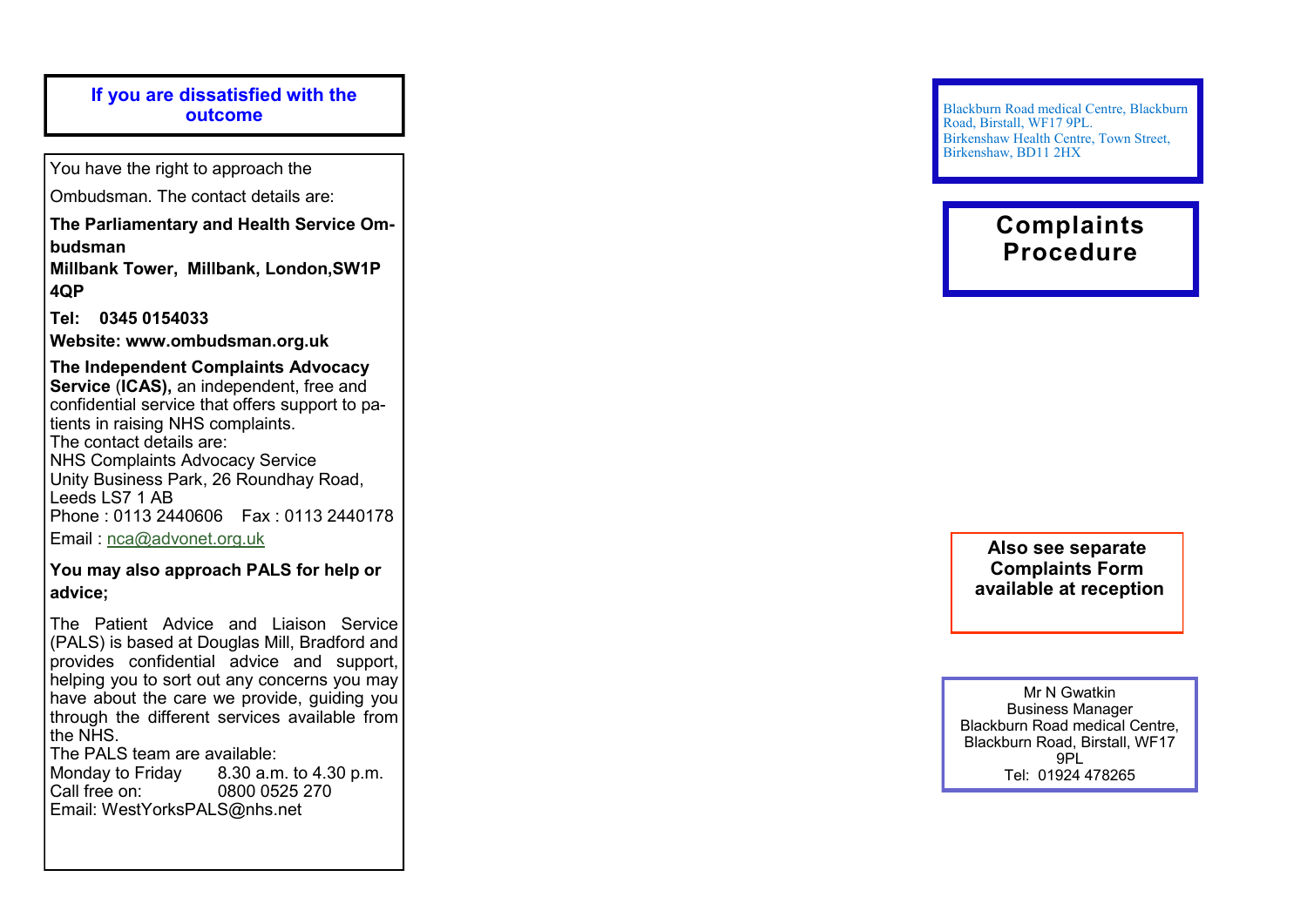## If you are dissatisfied with the outcome

You have the right to approach the Ombudsman. The contact details are:

**The Parliamentary and Health Service Ombudsman**
**Millbank Tower, Millbank, London,SW1P 4QP**

**Tel: 0345 0154033**

**Website: www.ombudsman.org.uk**

**The Independent Complaints Advocacy Service** (**ICAS),** an independent, free and confidential service that offers support to patients in raising NHS complaints.
The contact details are:
NHS Complaints Advocacy Service
Unity Business Park, 26 Roundhay Road, Leeds LS7 1 AB
Phone : 0113 2440606 Fax : 0113 2440178
Email : nca@advonet.org.uk

**You may also approach PALS for help or advice;**

The Patient Advice and Liaison Service (PALS) is based at Douglas Mill, Bradford and provides confidential advice and support, helping you to sort out any concerns you may have about the care we provide, guiding you through the different services available from the NHS.
The PALS team are available:
Monday to Friday 8.30 a.m. to 4.30 p.m.
Call free on: 0800 0525 270
Email: WestYorksPALS@nhs.net

Blackburn Road medical Centre, Blackburn Road, Birstall, WF17 9PL.
Birkenshaw Health Centre, Town Street, Birkenshaw, BD11 2HX

# Complaints Procedure

**Also see separate Complaints Form available at reception**

Mr N Gwatkin
Business Manager
Blackburn Road medical Centre, Blackburn Road, Birstall, WF17 9PL
Tel: 01924 478265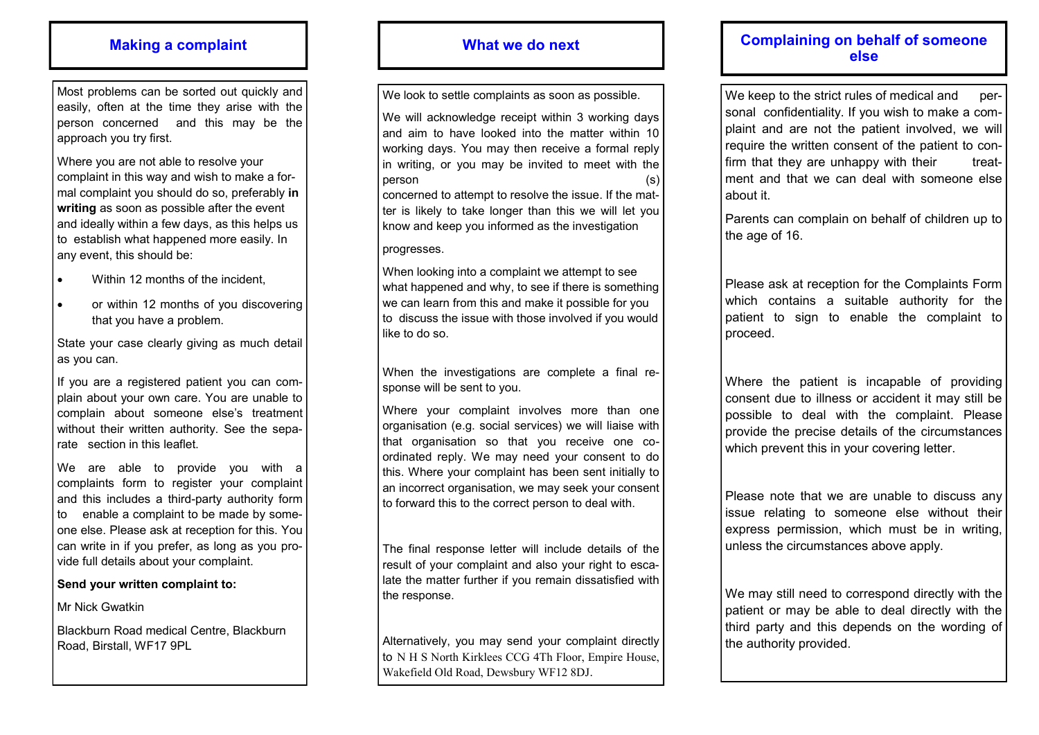## Making a complaint

Most problems can be sorted out quickly and easily, often at the time they arise with the person concerned and this may be the approach you try first.

Where you are not able to resolve your complaint in this way and wish to make a formal complaint you should do so, preferably **in writing** as soon as possible after the event and ideally within a few days, as this helps us to establish what happened more easily. In any event, this should be:

- Within 12 months of the incident,
- or within 12 months of you discovering that you have a problem.

State your case clearly giving as much detail as you can.

If you are a registered patient you can complain about your own care. You are unable to complain about someone else's treatment without their written authority. See the separate section in this leaflet.

We are able to provide you with a complaints form to register your complaint and this includes a third-party authority form to enable a complaint to be made by someone else. Please ask at reception for this. You can write in if you prefer, as long as you provide full details about your complaint.

**Send your written complaint to:**

Mr Nick Gwatkin

Blackburn Road medical Centre, Blackburn Road, Birstall, WF17 9PL

## What we do next

We look to settle complaints as soon as possible.

We will acknowledge receipt within 3 working days and aim to have looked into the matter within 10 working days. You may then receive a formal reply in writing, or you may be invited to meet with the person(s) concerned to attempt to resolve the issue. If the matter is likely to take longer than this we will let you know and keep you informed as the investigation progresses.

When looking into a complaint we attempt to see what happened and why, to see if there is something we can learn from this and make it possible for you to discuss the issue with those involved if you would like to do so.

When the investigations are complete a final response will be sent to you.

Where your complaint involves more than one organisation (e.g. social services) we will liaise with that organisation so that you receive one co-ordinated reply. We may need your consent to do this. Where your complaint has been sent initially to an incorrect organisation, we may seek your consent to forward this to the correct person to deal with.

The final response letter will include details of the result of your complaint and also your right to escalate the matter further if you remain dissatisfied with the response.

Alternatively, you may send your complaint directly to N H S North Kirklees CCG 4Th Floor, Empire House, Wakefield Old Road, Dewsbury WF12 8DJ.

## Complaining on behalf of someone else

We keep to the strict rules of medical and personal confidentiality. If you wish to make a complaint and are not the patient involved, we will require the written consent of the patient to confirm that they are unhappy with their treatment and that we can deal with someone else about it.

Parents can complain on behalf of children up to the age of 16.

Please ask at reception for the Complaints Form which contains a suitable authority for the patient to sign to enable the complaint to proceed.

Where the patient is incapable of providing consent due to illness or accident it may still be possible to deal with the complaint. Please provide the precise details of the circumstances which prevent this in your covering letter.

Please note that we are unable to discuss any issue relating to someone else without their express permission, which must be in writing, unless the circumstances above apply.

We may still need to correspond directly with the patient or may be able to deal directly with the third party and this depends on the wording of the authority provided.